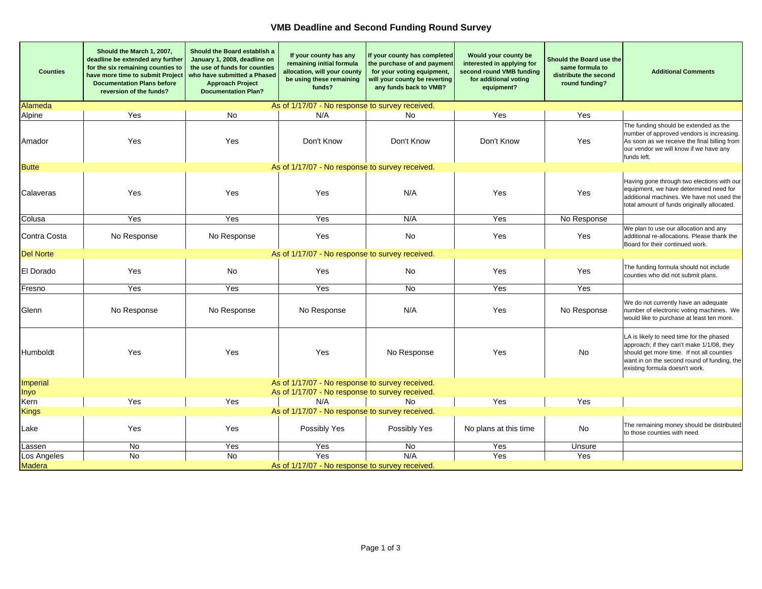# VMB Deadline and Second Funding Round Survey

| Counties | Should the March 1, 2007, deadline be extended any further for the six remaining counties to have more time to submit Project Documentation Plans before reversion of the funds? | Should the Board establish a January 1, 2008, deadline on the use of funds for counties who have submitted a Phased Approach Project Documentation Plan? | If your county has any remaining initial formula allocation, will your county be using these remaining funds? | If your county has completed the purchase of and payment for your voting equipment, will your county be reverting any funds back to VMB? | Would your county be interested in applying for second round VMB funding for additional voting equipment? | Should the Board use the same formula to distribute the second round funding? | Additional Comments |
|---|---|---|---|---|---|---|---|
| Alameda | As of 1/17/07 - No response to survey received. | | | | | | |
| Alpine | Yes | No | N/A | No | Yes | Yes | |
| Amador | Yes | Yes | Don't Know | Don't Know | Don't Know | Yes | The funding should be extended as the number of approved vendors is increasing. As soon as we receive the final billing from our vendor we will know if we have any funds left. |
| Butte | As of 1/17/07 - No response to survey received. | | | | | | |
| Calaveras | Yes | Yes | Yes | N/A | Yes | Yes | Having gone through two elections with our equipment, we have determined need for additional machines. We have not used the total amount of funds originally allocated. |
| Colusa | Yes | Yes | Yes | N/A | Yes | No Response | |
| Contra Costa | No Response | No Response | Yes | No | Yes | Yes | We plan to use our allocation and any additional re-allocations. Please thank the Board for their continued work. |
| Del Norte | As of 1/17/07 - No response to survey received. | | | | | | |
| El Dorado | Yes | No | Yes | No | Yes | Yes | The funding formula should not include counties who did not submit plans. |
| Fresno | Yes | Yes | Yes | No | Yes | Yes | |
| Glenn | No Response | No Response | No Response | N/A | Yes | No Response | We do not currently have an adequate number of electronic voting machines. We would like to purchase at least ten more. |
| Humboldt | Yes | Yes | Yes | No Response | Yes | No | LA is likely to need time for the phased approach; if they can't make 1/1/08, they should get more time. If not all counties want in on the second round of funding, the existing formula doesn't work. |
| Imperial | As of 1/17/07 - No response to survey received. | | | | | | |
| Inyo | As of 1/17/07 - No response to survey received. | | | | | | |
| Kern | Yes | Yes | N/A | No | Yes | Yes | |
| Kings | As of 1/17/07 - No response to survey received. | | | | | | |
| Lake | Yes | Yes | Possibly Yes | Possibly Yes | No plans at this time | No | The remaining money should be distributed to those counties with need. |
| Lassen | No | Yes | Yes | No | Yes | Unsure | |
| Los Angeles | No | No | Yes | N/A | Yes | Yes | |
| Madera | As of 1/17/07 - No response to survey received. | | | | | | |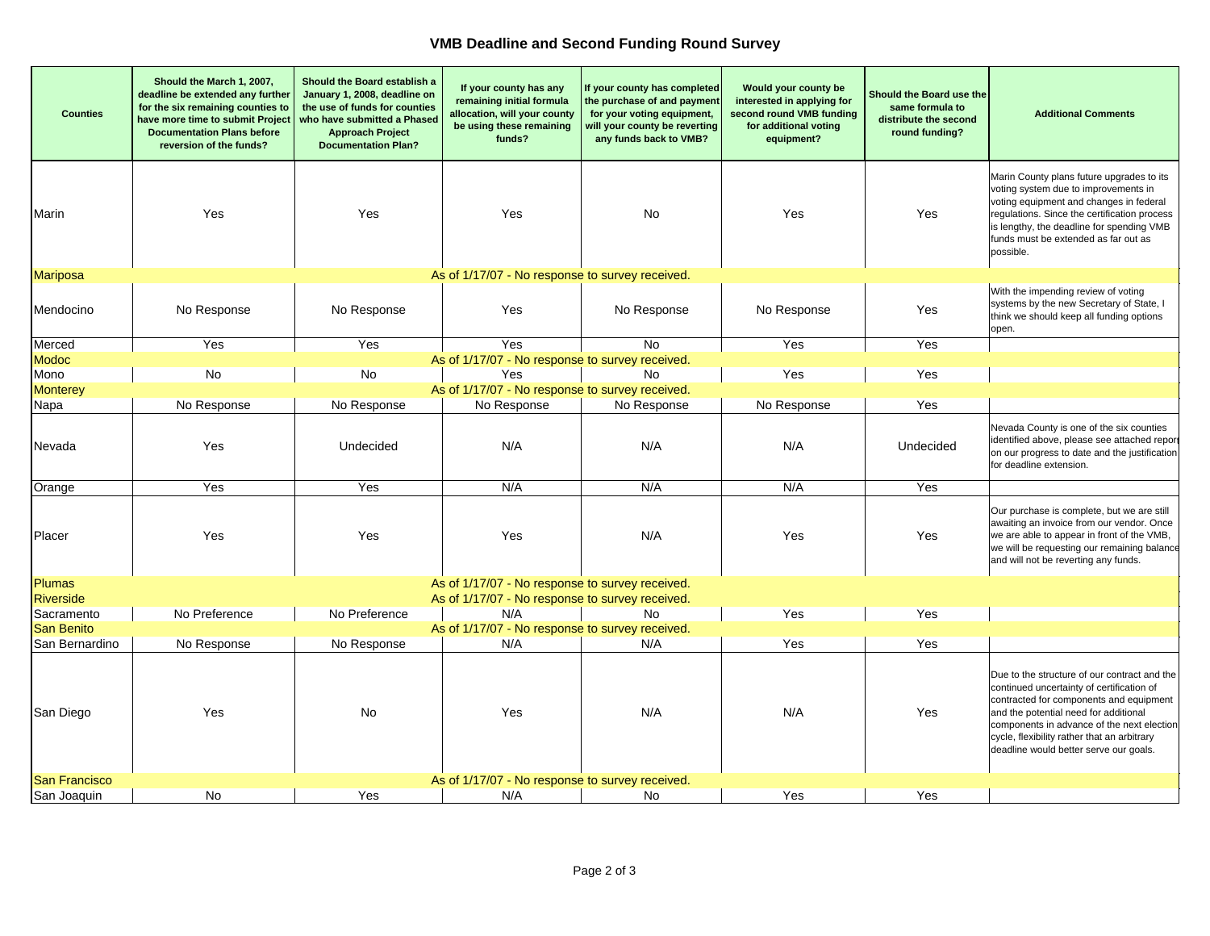# VMB Deadline and Second Funding Round Survey

| Counties | Should the March 1, 2007, deadline be extended any further for the six remaining counties to have more time to submit Project Documentation Plans before reversion of the funds? | Should the Board establish a January 1, 2008, deadline on the use of funds for counties who have submitted a Phased Approach Project Documentation Plan? | If your county has any remaining initial formula allocation, will your county be using these remaining funds? | If your county has completed the purchase of and payment for your voting equipment, will your county be reverting any funds back to VMB? | Would your county be interested in applying for second round VMB funding for additional voting equipment? | Should the Board use the same formula to distribute the second round funding? | Additional Comments |
|---|---|---|---|---|---|---|---|
| Marin | Yes | Yes | Yes | No | Yes | Yes | Marin County plans future upgrades to its voting system due to improvements in voting equipment and changes in federal regulations. Since the certification process is lengthy, the deadline for spending VMB funds must be extended as far out as possible. |
| Mariposa | As of 1/17/07 - No response to survey received. | | | | | | |
| Mendocino | No Response | No Response | Yes | No Response | No Response | Yes | With the impending review of voting systems by the new Secretary of State, I think we should keep all funding options open. |
| Merced | Yes | Yes | Yes | No | Yes | Yes | |
| Modoc | As of 1/17/07 - No response to survey received. | | | | | | |
| Mono | No | No | Yes | No | Yes | Yes | |
| Monterey | As of 1/17/07 - No response to survey received. | | | | | | |
| Napa | No Response | No Response | No Response | No Response | No Response | Yes | |
| Nevada | Yes | Undecided | N/A | N/A | N/A | Undecided | Nevada County is one of the six counties identified above, please see attached report on our progress to date and the justification for deadline extension. |
| Orange | Yes | Yes | N/A | N/A | N/A | Yes | |
| Placer | Yes | Yes | Yes | N/A | Yes | Yes | Our purchase is complete, but we are still awaiting an invoice from our vendor. Once we are able to appear in front of the VMB, we will be requesting our remaining balance and will not be reverting any funds. |
| Plumas | As of 1/17/07 - No response to survey received. | | | | | | |
| Riverside | As of 1/17/07 - No response to survey received. | | | | | | |
| Sacramento | No Preference | No Preference | N/A | No | Yes | Yes | |
| San Benito | As of 1/17/07 - No response to survey received. | | | | | | |
| San Bernardino | No Response | No Response | N/A | N/A | Yes | Yes | |
| San Diego | Yes | No | Yes | N/A | N/A | Yes | Due to the structure of our contract and the continued uncertainty of certification of contracted for components and equipment and the potential need for additional components in advance of the next election cycle, flexibility rather that an arbitrary deadline would better serve our goals. |
| San Francisco | As of 1/17/07 - No response to survey received. | | | | | | |
| San Joaquin | No | Yes | N/A | No | Yes | Yes | |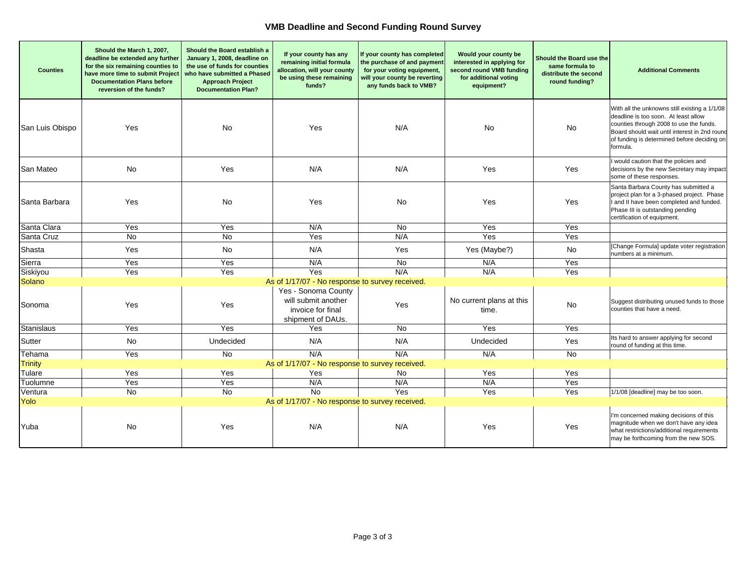# VMB Deadline and Second Funding Round Survey

| Counties | Should the March 1, 2007, deadline be extended any further for the six remaining counties to have more time to submit Project Documentation Plans before reversion of the funds? | Should the Board establish a January 1, 2008, deadline on the use of funds for counties who have submitted a Phased Approach Project Documentation Plan? | If your county has any remaining initial formula allocation, will your county be using these remaining funds? | If your county has completed the purchase of and payment for your voting equipment, will your county be reverting any funds back to VMB? | Would your county be interested in applying for second round VMB funding for additional voting equipment? | Should the Board use the same formula to distribute the second round funding? | Additional Comments |
|---|---|---|---|---|---|---|---|
| San Luis Obispo | Yes | No | Yes | N/A | No | No | With all the unknowns still existing a 1/1/08 deadline is too soon. At least allow counties through 2008 to use the funds. Board should wait until interest in 2nd round of funding is determined before deciding on formula. |
| San Mateo | No | Yes | N/A | N/A | Yes | Yes | I would caution that the policies and decisions by the new Secretary may impact some of these responses. |
| Santa Barbara | Yes | No | Yes | No | Yes | Yes | Santa Barbara County has submitted a project plan for a 3-phased project. Phase I and II have been completed and funded. Phase III is outstanding pending certification of equipment. |
| Santa Clara | Yes | Yes | N/A | No | Yes | Yes | |
| Santa Cruz | No | No | Yes | N/A | Yes | Yes | |
| Shasta | Yes | No | N/A | Yes | Yes (Maybe?) | No | [Change Formula] update voter registration numbers at a minimum. |
| Sierra | Yes | Yes | N/A | No | N/A | Yes | |
| Siskiyou | Yes | Yes | Yes | N/A | N/A | Yes | |
| Solano | As of 1/17/07 - No response to survey received. | | | | | | |
| Sonoma | Yes | Yes | Yes - Sonoma County will submit another invoice for final shipment of DAUs. | Yes | No current plans at this time. | No | Suggest distributing unused funds to those counties that have a need. |
| Stanislaus | Yes | Yes | Yes | No | Yes | Yes | |
| Sutter | No | Undecided | N/A | N/A | Undecided | Yes | Its hard to answer applying for second round of funding at this time. |
| Tehama | Yes | No | N/A | N/A | N/A | No | |
| Trinity | As of 1/17/07 - No response to survey received. | | | | | | |
| Tulare | Yes | Yes | Yes | No | Yes | Yes | |
| Tuolumne | Yes | Yes | N/A | N/A | N/A | Yes | |
| Ventura | No | No | No | Yes | Yes | Yes | 1/1/08 [deadline] may be too soon. |
| Yolo | As of 1/17/07 - No response to survey received. | | | | | | |
| Yuba | No | Yes | N/A | N/A | Yes | Yes | I'm concerned making decisions of this magnitude when we don't have any idea what restrictions/additional requirements may be forthcoming from the new SOS. |